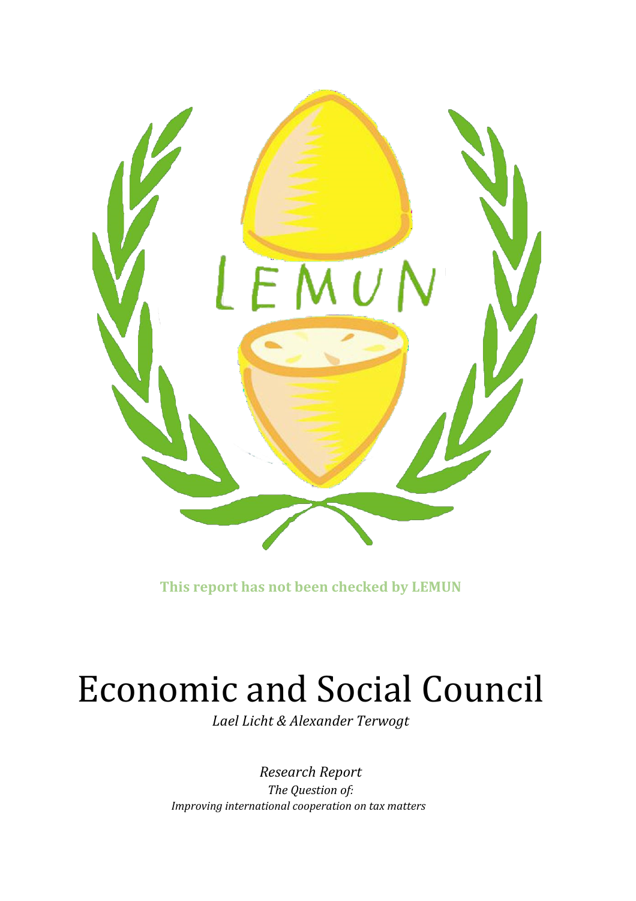**This report has not been checked by LEMUN**

# Economic and Social Council

*Lael Licht & Alexander Terwogt*

*Research Report*

*The Question of:*

*Improving international cooperation on tax matters*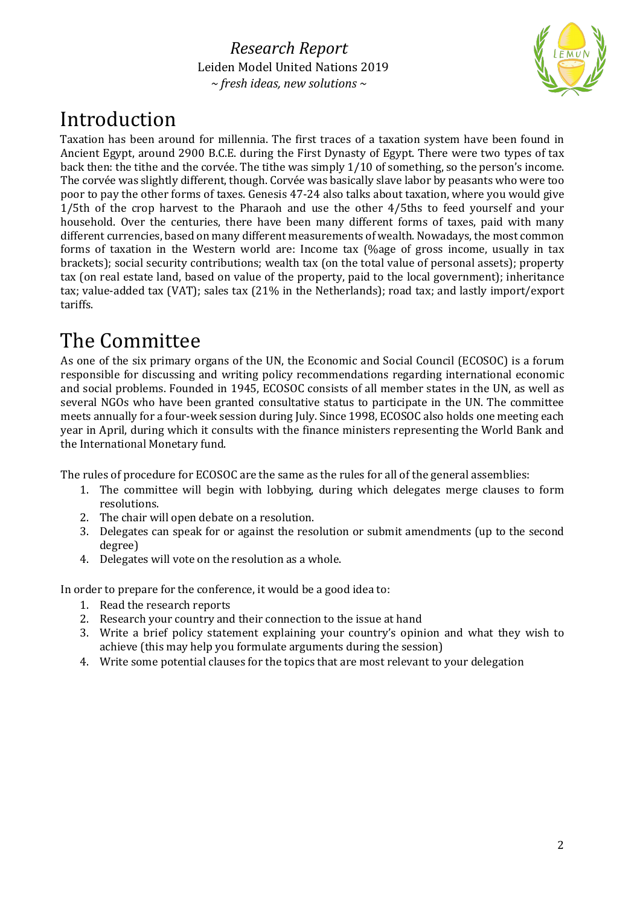# Introduction

Taxation has been around for millennia. The first traces of a taxation system have been found in Ancient Egypt, around 2900 B.C.E. during the First Dynasty of Egypt. There were two types of tax back then: the tithe and the corvée. The tithe was simply 1/10 of something, so the person's income. The corvée was slightly different, though. Corvée was basically slave labor by peasants who were too poor to pay the other forms of taxes. Genesis 47-24 also talks about taxation, where you would give 1/5th of the crop harvest to the Pharaoh and use the other 4/5ths to feed yourself and your household. Over the centuries, there have been many different forms of taxes, paid with many different currencies, based on many different measurements of wealth. Nowadays, the most common forms of taxation in the Western world are: Income tax (%age of gross income, usually in tax brackets); social security contributions; wealth tax (on the total value of personal assets); property tax (on real estate land, based on value of the property, paid to the local government); inheritance tax; value-added tax (VAT); sales tax (21% in the Netherlands); road tax; and lastly import/export tariffs.

# The Committee

As one of the six primary organs of the UN, the Economic and Social Council (ECOSOC) is a forum responsible for discussing and writing policy recommendations regarding international economic and social problems. Founded in 1945, ECOSOC consists of all member states in the UN, as well as several NGOs who have been granted consultative status to participate in the UN. The committee meets annually for a four-week session during July. Since 1998, ECOSOC also holds one meeting each year in April, during which it consults with the finance ministers representing the World Bank and the International Monetary fund.

The rules of procedure for ECOSOC are the same as the rules for all of the general assemblies:

1. The committee will begin with lobbying, during which delegates merge clauses to form resolutions.
2. The chair will open debate on a resolution.
3. Delegates can speak for or against the resolution or submit amendments (up to the second degree)
4. Delegates will vote on the resolution as a whole.

In order to prepare for the conference, it would be a good idea to:

1. Read the research reports
2. Research your country and their connection to the issue at hand
3. Write a brief policy statement explaining your country's opinion and what they wish to achieve (this may help you formulate arguments during the session)
4. Write some potential clauses for the topics that are most relevant to your delegation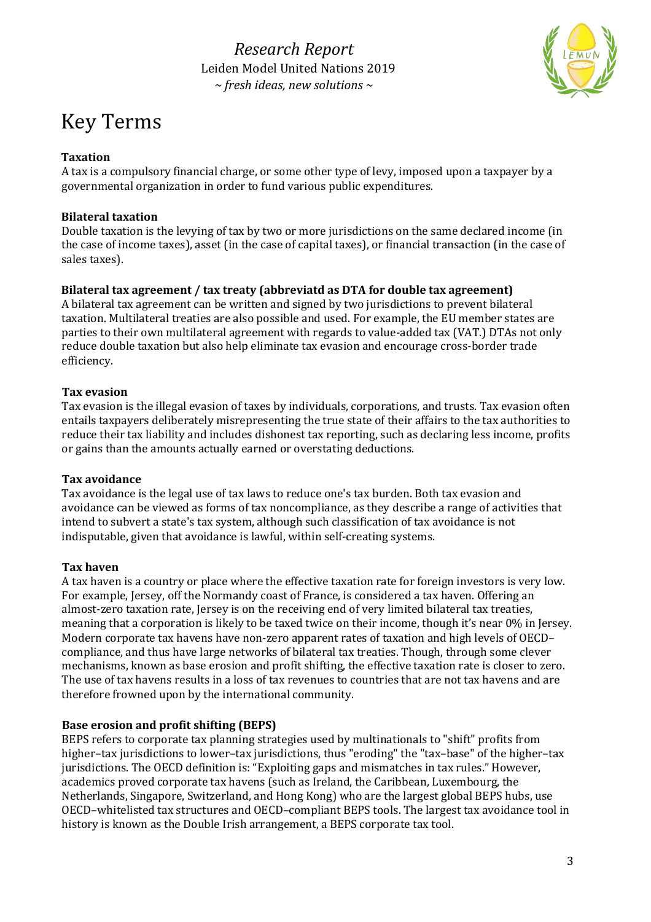# Key Terms

**Taxation**
A tax is a compulsory financial charge, or some other type of levy, imposed upon a taxpayer by a governmental organization in order to fund various public expenditures.

**Bilateral taxation**
Double taxation is the levying of tax by two or more jurisdictions on the same declared income (in the case of income taxes), asset (in the case of capital taxes), or financial transaction (in the case of sales taxes).

**Bilateral tax agreement / tax treaty (abbreviatd as DTA for double tax agreement)**
A bilateral tax agreement can be written and signed by two jurisdictions to prevent bilateral taxation. Multilateral treaties are also possible and used. For example, the EU member states are parties to their own multilateral agreement with regards to value-added tax (VAT.) DTAs not only reduce double taxation but also help eliminate tax evasion and encourage cross-border trade efficiency.

**Tax evasion**
Tax evasion is the illegal evasion of taxes by individuals, corporations, and trusts. Tax evasion often entails taxpayers deliberately misrepresenting the true state of their affairs to the tax authorities to reduce their tax liability and includes dishonest tax reporting, such as declaring less income, profits or gains than the amounts actually earned or overstating deductions.

**Tax avoidance**
Tax avoidance is the legal use of tax laws to reduce one's tax burden. Both tax evasion and avoidance can be viewed as forms of tax noncompliance, as they describe a range of activities that intend to subvert a state's tax system, although such classification of tax avoidance is not indisputable, given that avoidance is lawful, within self-creating systems.

**Tax haven**
A tax haven is a country or place where the effective taxation rate for foreign investors is very low. For example, Jersey, off the Normandy coast of France, is considered a tax haven. Offering an almost-zero taxation rate, Jersey is on the receiving end of very limited bilateral tax treaties, meaning that a corporation is likely to be taxed twice on their income, though it's near 0% in Jersey. Modern corporate tax havens have non-zero apparent rates of taxation and high levels of OECD–compliance, and thus have large networks of bilateral tax treaties. Though, through some clever mechanisms, known as base erosion and profit shifting, the effective taxation rate is closer to zero. The use of tax havens results in a loss of tax revenues to countries that are not tax havens and are therefore frowned upon by the international community.

**Base erosion and profit shifting (BEPS)**
BEPS refers to corporate tax planning strategies used by multinationals to "shift" profits from higher–tax jurisdictions to lower–tax jurisdictions, thus "eroding" the "tax–base" of the higher–tax jurisdictions. The OECD definition is: "Exploiting gaps and mismatches in tax rules." However, academics proved corporate tax havens (such as Ireland, the Caribbean, Luxembourg, the Netherlands, Singapore, Switzerland, and Hong Kong) who are the largest global BEPS hubs, use OECD–whitelisted tax structures and OECD–compliant BEPS tools. The largest tax avoidance tool in history is known as the Double Irish arrangement, a BEPS corporate tax tool.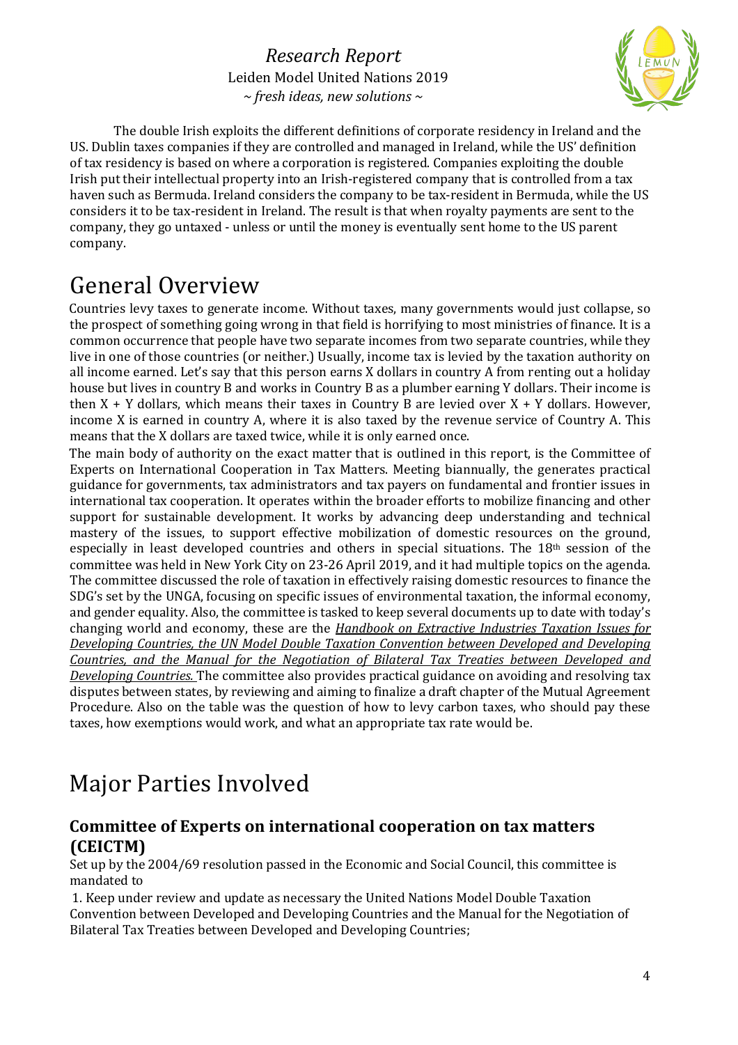The double Irish exploits the different definitions of corporate residency in Ireland and the US. Dublin taxes companies if they are controlled and managed in Ireland, while the US' definition of tax residency is based on where a corporation is registered. Companies exploiting the double Irish put their intellectual property into an Irish-registered company that is controlled from a tax haven such as Bermuda. Ireland considers the company to be tax-resident in Bermuda, while the US considers it to be tax-resident in Ireland. The result is that when royalty payments are sent to the company, they go untaxed - unless or until the money is eventually sent home to the US parent company.

# General Overview

Countries levy taxes to generate income. Without taxes, many governments would just collapse, so the prospect of something going wrong in that field is horrifying to most ministries of finance. It is a common occurrence that people have two separate incomes from two separate countries, while they live in one of those countries (or neither.) Usually, income tax is levied by the taxation authority on all income earned. Let's say that this person earns X dollars in country A from renting out a holiday house but lives in country B and works in Country B as a plumber earning Y dollars. Their income is then X + Y dollars, which means their taxes in Country B are levied over X + Y dollars. However, income X is earned in country A, where it is also taxed by the revenue service of Country A. This means that the X dollars are taxed twice, while it is only earned once.

The main body of authority on the exact matter that is outlined in this report, is the Committee of Experts on International Cooperation in Tax Matters. Meeting biannually, the generates practical guidance for governments, tax administrators and tax payers on fundamental and frontier issues in international tax cooperation. It operates within the broader efforts to mobilize financing and other support for sustainable development. It works by advancing deep understanding and technical mastery of the issues, to support effective mobilization of domestic resources on the ground, especially in least developed countries and others in special situations. The 18th session of the committee was held in New York City on 23-26 April 2019, and it had multiple topics on the agenda. The committee discussed the role of taxation in effectively raising domestic resources to finance the SDG's set by the UNGA, focusing on specific issues of environmental taxation, the informal economy, and gender equality. Also, the committee is tasked to keep several documents up to date with today's changing world and economy, these are the *Handbook on Extractive Industries Taxation Issues for Developing Countries, the UN Model Double Taxation Convention between Developed and Developing Countries, and the Manual for the Negotiation of Bilateral Tax Treaties between Developed and Developing Countries.* The committee also provides practical guidance on avoiding and resolving tax disputes between states, by reviewing and aiming to finalize a draft chapter of the Mutual Agreement Procedure. Also on the table was the question of how to levy carbon taxes, who should pay these taxes, how exemptions would work, and what an appropriate tax rate would be.

# Major Parties Involved

## Committee of Experts on international cooperation on tax matters (CEICTM)

Set up by the 2004/69 resolution passed in the Economic and Social Council, this committee is mandated to

1. Keep under review and update as necessary the United Nations Model Double Taxation Convention between Developed and Developing Countries and the Manual for the Negotiation of Bilateral Tax Treaties between Developed and Developing Countries;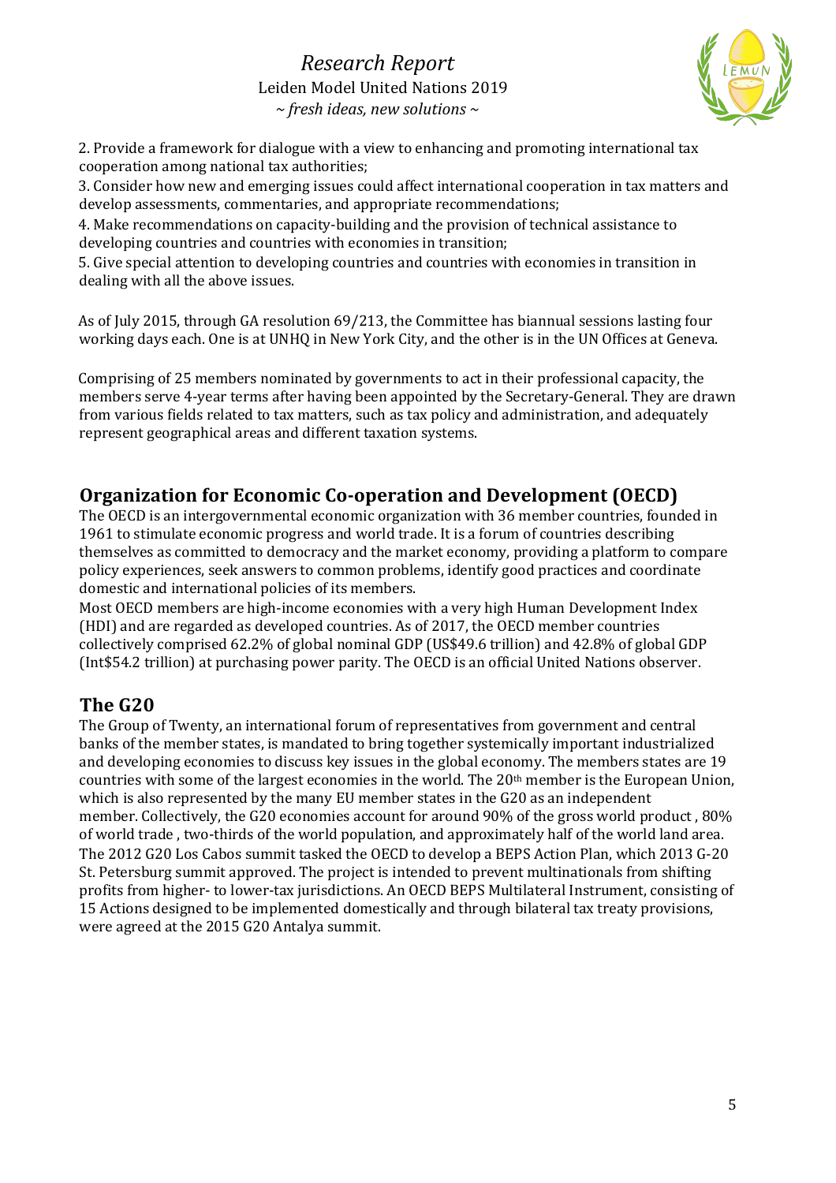2. Provide a framework for dialogue with a view to enhancing and promoting international tax cooperation among national tax authorities;

3. Consider how new and emerging issues could affect international cooperation in tax matters and develop assessments, commentaries, and appropriate recommendations;

4. Make recommendations on capacity-building and the provision of technical assistance to developing countries and countries with economies in transition;

5. Give special attention to developing countries and countries with economies in transition in dealing with all the above issues.

As of July 2015, through GA resolution 69/213, the Committee has biannual sessions lasting four working days each. One is at UNHQ in New York City, and the other is in the UN Offices at Geneva.

Comprising of 25 members nominated by governments to act in their professional capacity, the members serve 4-year terms after having been appointed by the Secretary-General. They are drawn from various fields related to tax matters, such as tax policy and administration, and adequately represent geographical areas and different taxation systems.

## Organization for Economic Co-operation and Development (OECD)

The OECD is an intergovernmental economic organization with 36 member countries, founded in 1961 to stimulate economic progress and world trade. It is a forum of countries describing themselves as committed to democracy and the market economy, providing a platform to compare policy experiences, seek answers to common problems, identify good practices and coordinate domestic and international policies of its members.

Most OECD members are high-income economies with a very high Human Development Index (HDI) and are regarded as developed countries. As of 2017, the OECD member countries collectively comprised 62.2% of global nominal GDP (US$49.6 trillion) and 42.8% of global GDP (Int$54.2 trillion) at purchasing power parity. The OECD is an official United Nations observer.

## The G20

The Group of Twenty, an international forum of representatives from government and central banks of the member states, is mandated to bring together systemically important industrialized and developing economies to discuss key issues in the global economy. The members states are 19 countries with some of the largest economies in the world. The 20th member is the European Union, which is also represented by the many EU member states in the G20 as an independent member. Collectively, the G20 economies account for around 90% of the gross world product , 80% of world trade , two-thirds of the world population, and approximately half of the world land area. The 2012 G20 Los Cabos summit tasked the OECD to develop a BEPS Action Plan, which 2013 G-20 St. Petersburg summit approved. The project is intended to prevent multinationals from shifting profits from higher- to lower-tax jurisdictions. An OECD BEPS Multilateral Instrument, consisting of 15 Actions designed to be implemented domestically and through bilateral tax treaty provisions, were agreed at the 2015 G20 Antalya summit.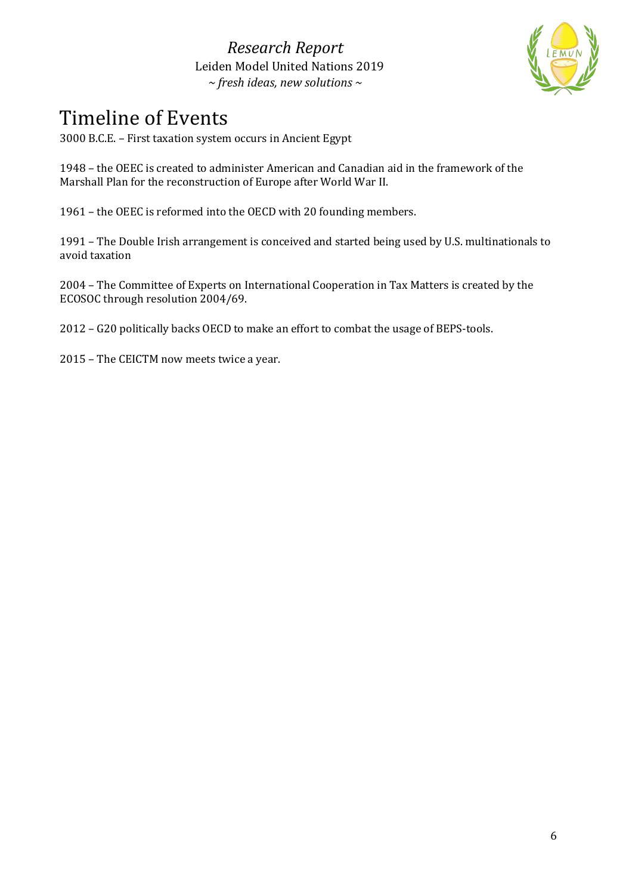# Timeline of Events

3000 B.C.E. – First taxation system occurs in Ancient Egypt

1948 – the OEEC is created to administer American and Canadian aid in the framework of the Marshall Plan for the reconstruction of Europe after World War II.

1961 – the OEEC is reformed into the OECD with 20 founding members.

1991 – The Double Irish arrangement is conceived and started being used by U.S. multinationals to avoid taxation

2004 – The Committee of Experts on International Cooperation in Tax Matters is created by the ECOSOC through resolution 2004/69.

2012 – G20 politically backs OECD to make an effort to combat the usage of BEPS-tools.

2015 – The CEICTM now meets twice a year.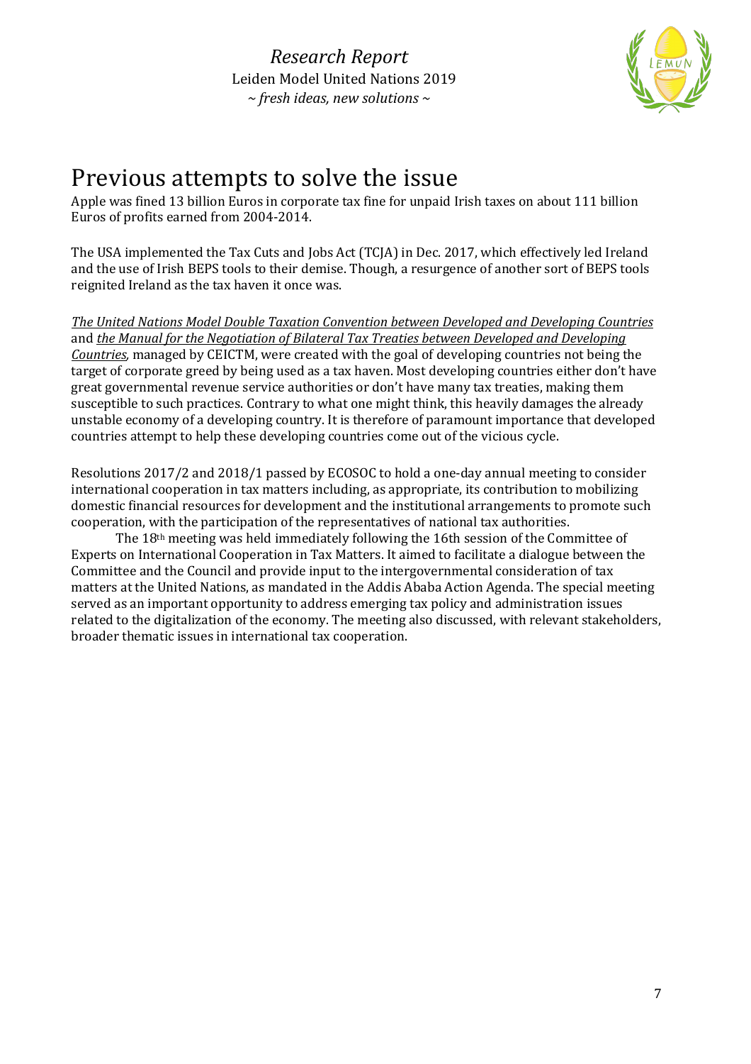# Previous attempts to solve the issue

Apple was fined 13 billion Euros in corporate tax fine for unpaid Irish taxes on about 111 billion Euros of profits earned from 2004-2014.

The USA implemented the Tax Cuts and Jobs Act (TCJA) in Dec. 2017, which effectively led Ireland and the use of Irish BEPS tools to their demise. Though, a resurgence of another sort of BEPS tools reignited Ireland as the tax haven it once was.

*The United Nations Model Double Taxation Convention between Developed and Developing Countries* and *the Manual for the Negotiation of Bilateral Tax Treaties between Developed and Developing Countries*, managed by CEICTM, were created with the goal of developing countries not being the target of corporate greed by being used as a tax haven. Most developing countries either don't have great governmental revenue service authorities or don't have many tax treaties, making them susceptible to such practices. Contrary to what one might think, this heavily damages the already unstable economy of a developing country. It is therefore of paramount importance that developed countries attempt to help these developing countries come out of the vicious cycle.

Resolutions 2017/2 and 2018/1 passed by ECOSOC to hold a one-day annual meeting to consider international cooperation in tax matters including, as appropriate, its contribution to mobilizing domestic financial resources for development and the institutional arrangements to promote such cooperation, with the participation of the representatives of national tax authorities.

The 18th meeting was held immediately following the 16th session of the Committee of Experts on International Cooperation in Tax Matters. It aimed to facilitate a dialogue between the Committee and the Council and provide input to the intergovernmental consideration of tax matters at the United Nations, as mandated in the Addis Ababa Action Agenda. The special meeting served as an important opportunity to address emerging tax policy and administration issues related to the digitalization of the economy. The meeting also discussed, with relevant stakeholders, broader thematic issues in international tax cooperation.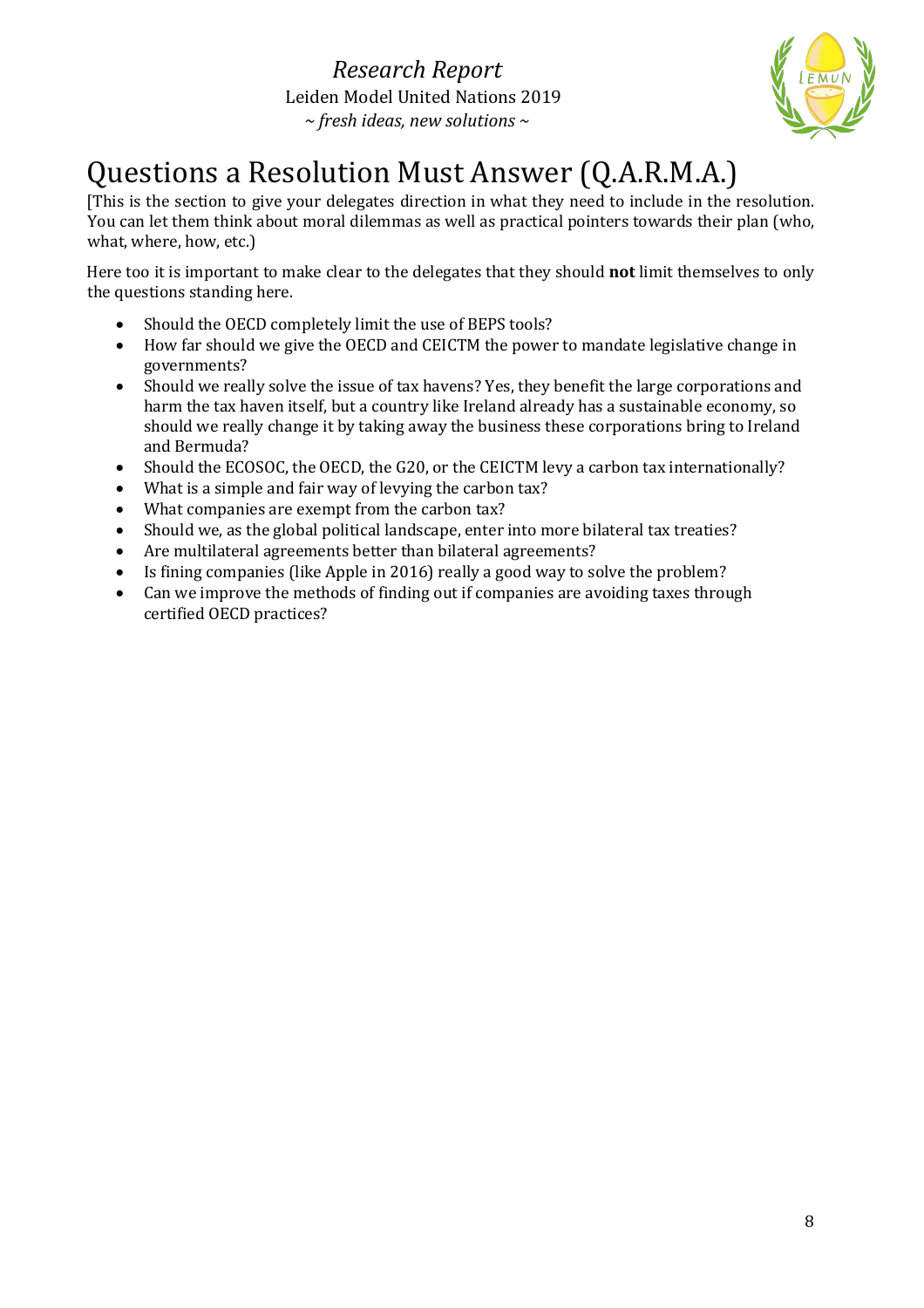# Questions a Resolution Must Answer (Q.A.R.M.A.)

[This is the section to give your delegates direction in what they need to include in the resolution. You can let them think about moral dilemmas as well as practical pointers towards their plan (who, what, where, how, etc.)

Here too it is important to make clear to the delegates that they should **not** limit themselves to only the questions standing here.

- Should the OECD completely limit the use of BEPS tools?
- How far should we give the OECD and CEICTM the power to mandate legislative change in governments?
- Should we really solve the issue of tax havens? Yes, they benefit the large corporations and harm the tax haven itself, but a country like Ireland already has a sustainable economy, so should we really change it by taking away the business these corporations bring to Ireland and Bermuda?
- Should the ECOSOC, the OECD, the G20, or the CEICTM levy a carbon tax internationally?
- What is a simple and fair way of levying the carbon tax?
- What companies are exempt from the carbon tax?
- Should we, as the global political landscape, enter into more bilateral tax treaties?
- Are multilateral agreements better than bilateral agreements?
- Is fining companies (like Apple in 2016) really a good way to solve the problem?
- Can we improve the methods of finding out if companies are avoiding taxes through certified OECD practices?